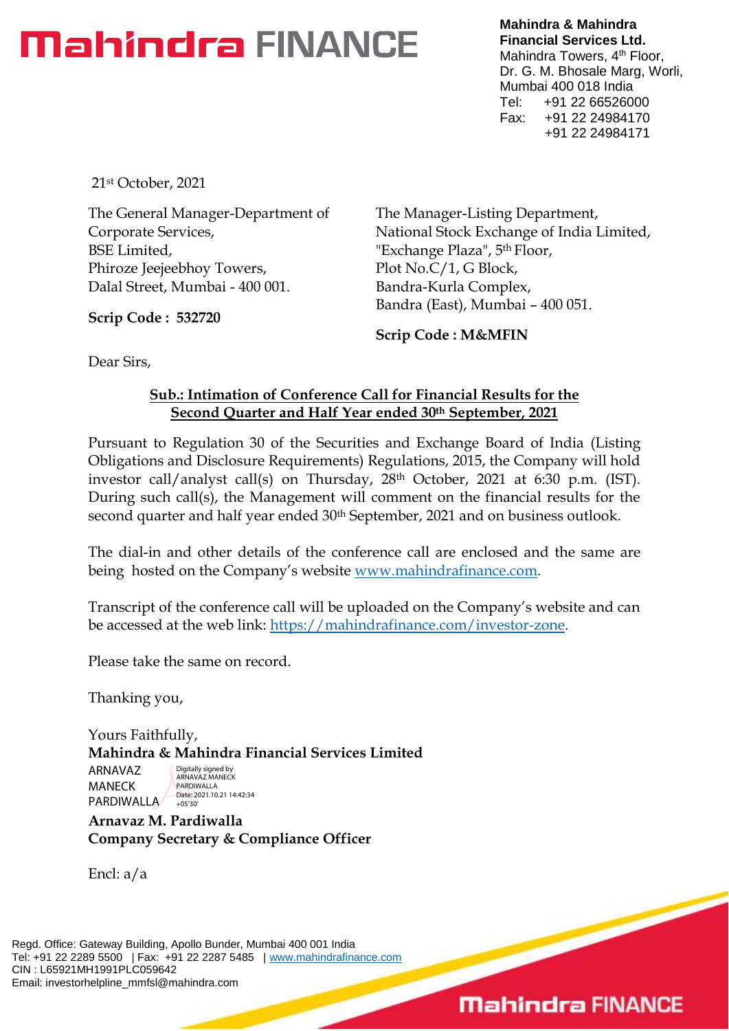# Mahindra FINANCE

**Mahindra & Mahindra Financial Services Ltd.**
Mahindra Towers, 4th Floor,
Dr. G. M. Bhosale Marg, Worli,
Mumbai 400 018 India
Tel: +91 22 66526000
Fax: +91 22 24984170
+91 22 24984171

21st October, 2021

The General Manager-Department of Corporate Services,
BSE Limited,
Phiroze Jeejeebhoy Towers,
Dalal Street, Mumbai - 400 001.

**Scrip Code : 532720**

The Manager-Listing Department,
National Stock Exchange of India Limited,
"Exchange Plaza", 5th Floor,
Plot No.C/1, G Block,
Bandra-Kurla Complex,
Bandra (East), Mumbai – 400 051.

**Scrip Code : M&MFIN**

Dear Sirs,

**Sub.: Intimation of Conference Call for Financial Results for the Second Quarter and Half Year ended 30th September, 2021**

Pursuant to Regulation 30 of the Securities and Exchange Board of India (Listing Obligations and Disclosure Requirements) Regulations, 2015, the Company will hold investor call/analyst call(s) on Thursday, 28th October, 2021 at 6:30 p.m. (IST). During such call(s), the Management will comment on the financial results for the second quarter and half year ended 30th September, 2021 and on business outlook.

The dial-in and other details of the conference call are enclosed and the same are being hosted on the Company's website www.mahindrafinance.com.

Transcript of the conference call will be uploaded on the Company's website and can be accessed at the web link: https://mahindrafinance.com/investor-zone.

Please take the same on record.

Thanking you,

Yours Faithfully,
**Mahindra & Mahindra Financial Services Limited**

ARNAVAZ MANECK PARDIWALLA
Digitally signed by ARNAVAZ MANECK PARDIWALLA
Date: 2021.10.21 14:42:34 +05'30'

**Arnavaz M. Pardiwalla**
**Company Secretary & Compliance Officer**

Encl: a/a

Regd. Office: Gateway Building, Apollo Bunder, Mumbai 400 001 India
Tel: +91 22 2289 5500 | Fax: +91 22 2287 5485 | www.mahindrafinance.com
CIN : L65921MH1991PLC059642
Email: investorhelpline_mmfsl@mahindra.com

Mahindra FINANCE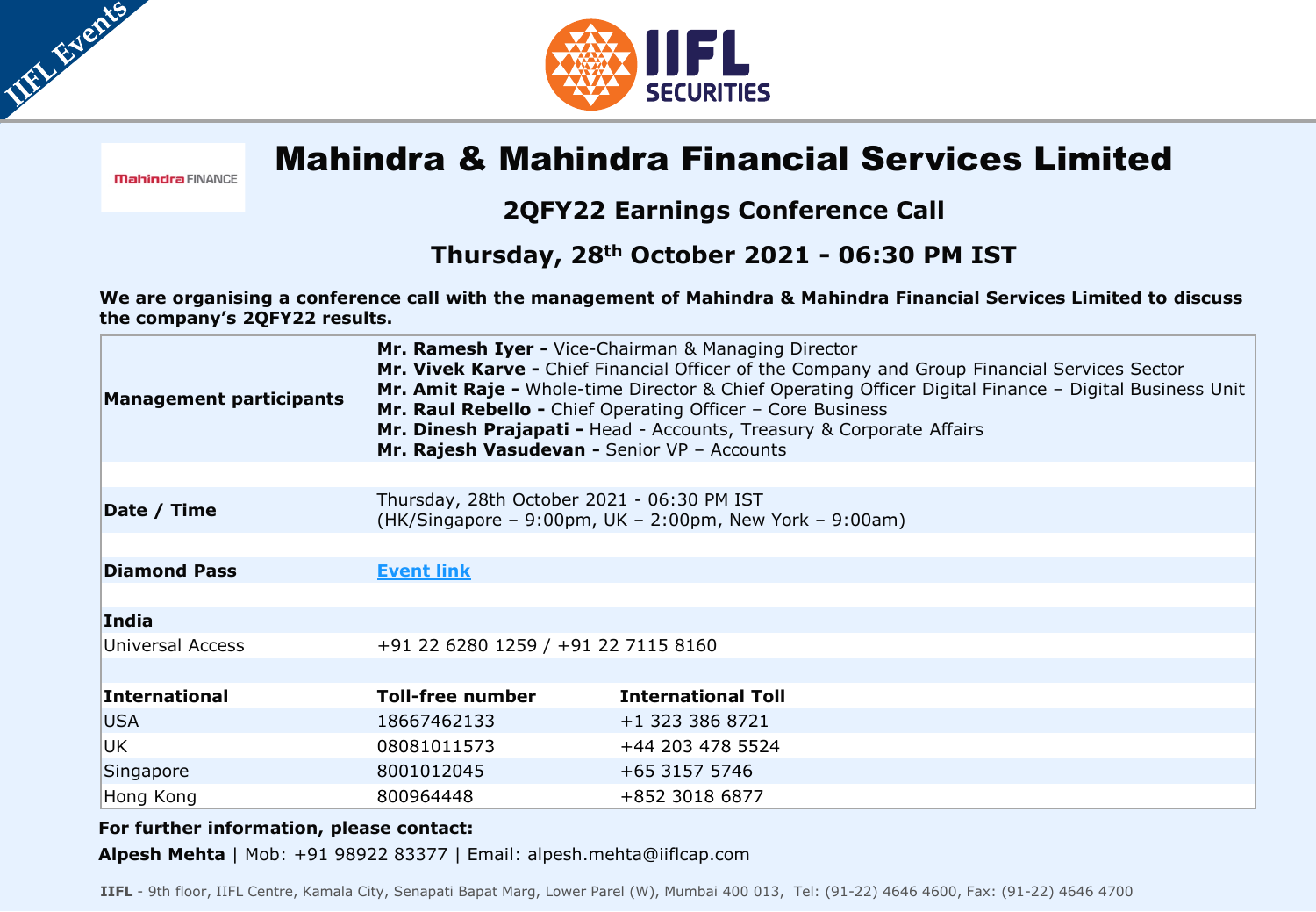# Mahindra & Mahindra Financial Services Limited

## 2QFY22 Earnings Conference Call

## Thursday, 28th October 2021 - 06:30 PM IST

**We are organising a conference call with the management of Mahindra & Mahindra Financial Services Limited to discuss the company's 2QFY22 results.**

| | | |
|---|---|---|
| **Management participants** | **Mr. Ramesh Iyer -** Vice-Chairman & Managing Director<br>**Mr. Vivek Karve -** Chief Financial Officer of the Company and Group Financial Services Sector<br>**Mr. Amit Raje -** Whole-time Director & Chief Operating Officer Digital Finance – Digital Business Unit<br>**Mr. Raul Rebello -** Chief Operating Officer – Core Business<br>**Mr. Dinesh Prajapati -** Head - Accounts, Treasury & Corporate Affairs<br>**Mr. Rajesh Vasudevan -** Senior VP – Accounts | |
| **Date / Time** | Thursday, 28th October 2021 - 06:30 PM IST<br>(HK/Singapore – 9:00pm, UK – 2:00pm, New York – 9:00am) | |
| **Diamond Pass** | **Event link** | |
| **India** | | |
| Universal Access | +91 22 6280 1259 / +91 22 7115 8160 | |
| **International** | **Toll-free number** | **International Toll** |
| USA | 18667462133 | +1 323 386 8721 |
| UK | 08081011573 | +44 203 478 5524 |
| Singapore | 8001012045 | +65 3157 5746 |
| Hong Kong | 800964448 | +852 3018 6877 |

**For further information, please contact:**

**Alpesh Mehta** | Mob: +91 98922 83377 | Email: alpesh.mehta@iiflcap.com

**IIFL** - 9th floor, IIFL Centre, Kamala City, Senapati Bapat Marg, Lower Parel (W), Mumbai 400 013, Tel: (91-22) 4646 4600, Fax: (91-22) 4646 4700